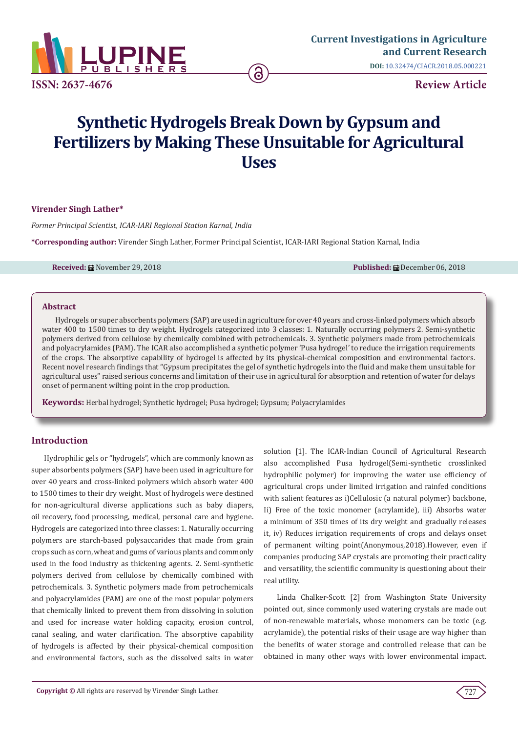ISSN: 2637-4676

Current Investigations in Agriculture and Current Research

DOI: 10.32474/CIACR.2018.05.000221

Review Article

# Synthetic Hydrogels Break Down by Gypsum and Fertilizers by Making These Unsuitable for Agricultural Uses

**Virender Singh Lather***

*Former Principal Scientist, ICAR-IARI Regional Station Karnal, India*

***Corresponding author:** Virender Singh Lather, Former Principal Scientist, ICAR-IARI Regional Station Karnal, India

**Received:** November 29, 2018 **Published:** December 06, 2018

## Abstract

Hydrogels or super absorbents polymers (SAP) are used in agriculture for over 40 years and cross-linked polymers which absorb water 400 to 1500 times to dry weight. Hydrogels categorized into 3 classes: 1. Naturally occurring polymers 2. Semi-synthetic polymers derived from cellulose by chemically combined with petrochemicals. 3. Synthetic polymers made from petrochemicals and polyacrylamides (PAM). The ICAR also accomplished a synthetic polymer 'Pusa hydrogel' to reduce the irrigation requirements of the crops. The absorptive capability of hydrogel is affected by its physical-chemical composition and environmental factors. Recent novel research findings that "Gypsum precipitates the gel of synthetic hydrogels into the fluid and make them unsuitable for agricultural uses" raised serious concerns and limitation of their use in agricultural for absorption and retention of water for delays onset of permanent wilting point in the crop production.

**Keywords:** Herbal hydrogel; Synthetic hydrogel; Pusa hydrogel; Gypsum; Polyacrylamides

## Introduction

Hydrophilic gels or "hydrogels", which are commonly known as super absorbents polymers (SAP) have been used in agriculture for over 40 years and cross-linked polymers which absorb water 400 to 1500 times to their dry weight. Most of hydrogels were destined for non-agricultural diverse applications such as baby diapers, oil recovery, food processing, medical, personal care and hygiene. Hydrogels are categorized into three classes: 1. Naturally occurring polymers are starch-based polysaccarides that made from grain crops such as corn, wheat and gums of various plants and commonly used in the food industry as thickening agents. 2. Semi-synthetic polymers derived from cellulose by chemically combined with petrochemicals. 3. Synthetic polymers made from petrochemicals and polyacrylamides (PAM) are one of the most popular polymers that chemically linked to prevent them from dissolving in solution and used for increase water holding capacity, erosion control, canal sealing, and water clarification. The absorptive capability of hydrogels is affected by their physical-chemical composition and environmental factors, such as the dissolved salts in water solution [1]. The ICAR-Indian Council of Agricultural Research also accomplished Pusa hydrogel(Semi-synthetic crosslinked hydrophilic polymer) for improving the water use efficiency of agricultural crops under limited irrigation and rainfed conditions with salient features as i)Cellulosic (a natural polymer) backbone, Ii) Free of the toxic monomer (acrylamide), iii) Absorbs water a minimum of 350 times of its dry weight and gradually releases it, iv) Reduces irrigation requirements of crops and delays onset of permanent wilting point(Anonymous,2018).However, even if companies producing SAP crystals are promoting their practicality and versatility, the scientific community is questioning about their real utility.

Linda Chalker-Scott [2] from Washington State University pointed out, since commonly used watering crystals are made out of non-renewable materials, whose monomers can be toxic (e.g. acrylamide), the potential risks of their usage are way higher than the benefits of water storage and controlled release that can be obtained in many other ways with lower environmental impact.

**Copyright ©** All rights are reserved by Virender Singh Lather.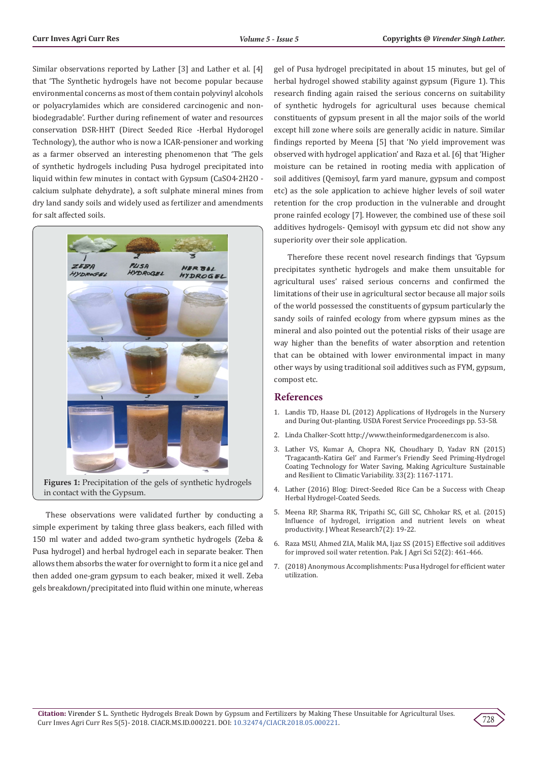Similar observations reported by Lather [3] and Lather et al. [4] that 'The Synthetic hydrogels have not become popular because environmental concerns as most of them contain polyvinyl alcohols or polyacrylamides which are considered carcinogenic and non-biodegradable'. Further during refinement of water and resources conservation DSR-HHT (Direct Seeded Rice -Herbal Hydorogel Technology), the author who is now a ICAR-pensioner and working as a farmer observed an interesting phenomenon that 'The gels of synthetic hydrogels including Pusa hydrogel precipitated into liquid within few minutes in contact with Gypsum ($CaSO_4 \cdot 2H_2O$ - calcium sulphate dehydrate), a soft sulphate mineral mines from dry land sandy soils and widely used as fertilizer and amendments for salt affected soils.

**Figures 1:** Precipitation of the gels of synthetic hydrogels in contact with the Gypsum.

These observations were validated further by conducting a simple experiment by taking three glass beakers, each filled with 150 ml water and added two-gram synthetic hydrogels (Zeba & Pusa hydrogel) and herbal hydrogel each in separate beaker. Then allows them absorbs the water for overnight to form it a nice gel and then added one-gram gypsum to each beaker, mixed it well. Zeba gels breakdown/precipitated into fluid within one minute, whereas gel of Pusa hydrogel precipitated in about 15 minutes, but gel of herbal hydrogel showed stability against gypsum (Figure 1). This research finding again raised the serious concerns on suitability of synthetic hydrogels for agricultural uses because chemical constituents of gypsum present in all the major soils of the world except hill zone where soils are generally acidic in nature. Similar findings reported by Meena [5] that 'No yield improvement was observed with hydrogel application' and Raza et al. [6] that 'Higher moisture can be retained in rooting media with application of soil additives (Qemisoyl, farm yard manure, gypsum and compost etc) as the sole application to achieve higher levels of soil water retention for the crop production in the vulnerable and drought prone rainfed ecology [7]. However, the combined use of these soil additives hydrogels- Qemisoyl with gypsum etc did not show any superiority over their sole application.

Therefore these recent novel research findings that 'Gypsum precipitates synthetic hydrogels and make them unsuitable for agricultural uses' raised serious concerns and confirmed the limitations of their use in agricultural sector because all major soils of the world possessed the constituents of gypsum particularly the sandy soils of rainfed ecology from where gypsum mines as the mineral and also pointed out the potential risks of their usage are way higher than the benefits of water absorption and retention that can be obtained with lower environmental impact in many other ways by using traditional soil additives such as FYM, gypsum, compost etc.

## References

1. Landis TD, Haase DL (2012) Applications of Hydrogels in the Nursery and During Out-planting. USDA Forest Service Proceedings pp. 53-58.
2. Linda Chalker-Scott http://www.theinformedgardener.com is also.
3. Lather VS, Kumar A, Chopra NK, Choudhary D, Yadav RN (2015) 'Tragacanth-Katira Gel' and Farmer's Friendly Seed Priming-Hydrogel Coating Technology for Water Saving, Making Agriculture Sustainable and Resilient to Climatic Variability. 33(2): 1167-1171.
4. Lather (2016) Blog: Direct-Seeded Rice Can be a Success with Cheap Herbal Hydrogel-Coated Seeds.
5. Meena RP, Sharma RK, Tripathi SC, Gill SC, Chhokar RS, et al. (2015) Influence of hydrogel, irrigation and nutrient levels on wheat productivity. J Wheat Research7(2): 19-22.
6. Raza MSU, Ahmed ZIA, Malik MA, Ijaz SS (2015) Effective soil additives for improved soil water retention. Pak. J Agri Sci 52(2): 461-466.
7. (2018) Anonymous Accomplishments: Pusa Hydrogel for efficient water utilization.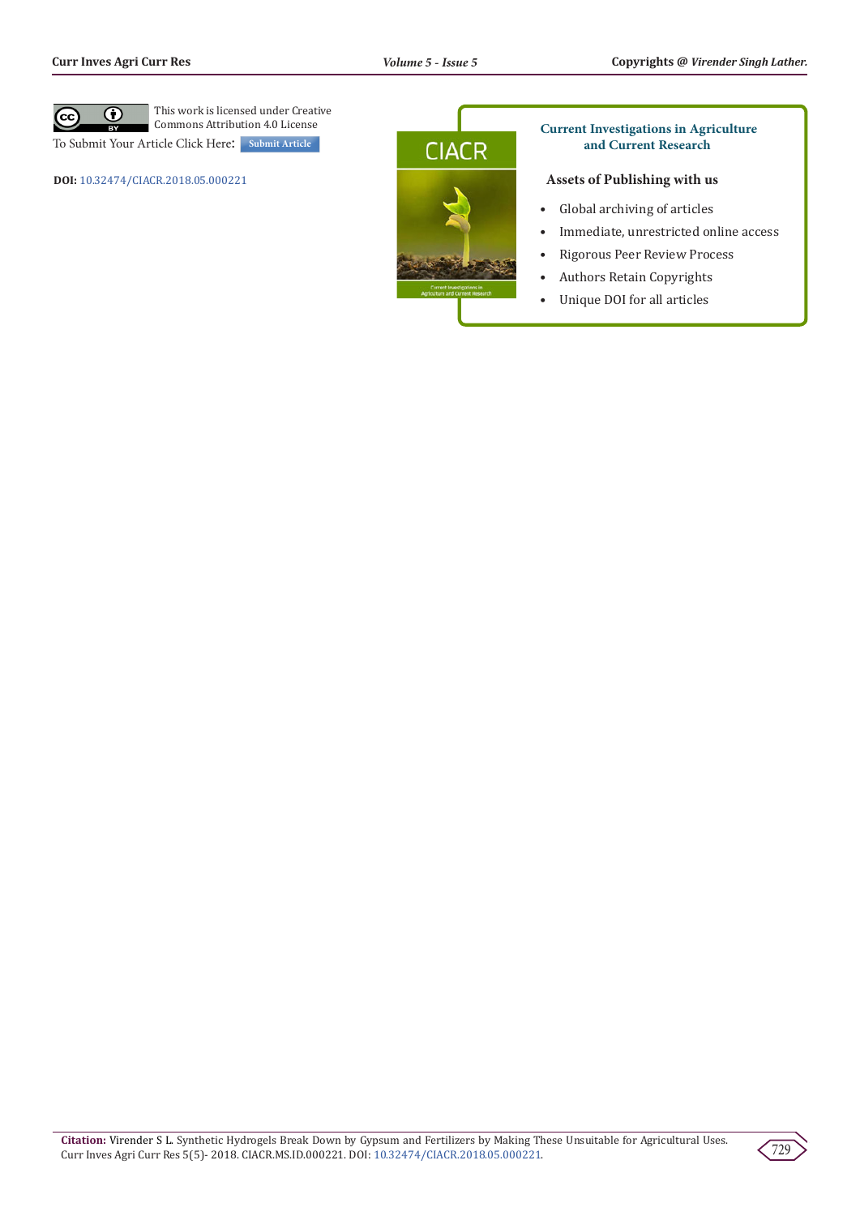This work is licensed under Creative Commons Attribution 4.0 License

To Submit Your Article Click Here: Submit Article

**DOI:** 10.32474/CIACR.2018.05.000221

CIACR

**Current Investigations in Agriculture and Current Research**

**Assets of Publishing with us**

- Global archiving of articles
- Immediate, unrestricted online access
- Rigorous Peer Review Process
- Authors Retain Copyrights
- Unique DOI for all articles

**Citation:** Virender S L. Synthetic Hydrogels Break Down by Gypsum and Fertilizers by Making These Unsuitable for Agricultural Uses. Curr Inves Agri Curr Res 5(5)- 2018. CIACR.MS.ID.000221. DOI: 10.32474/CIACR.2018.05.000221.